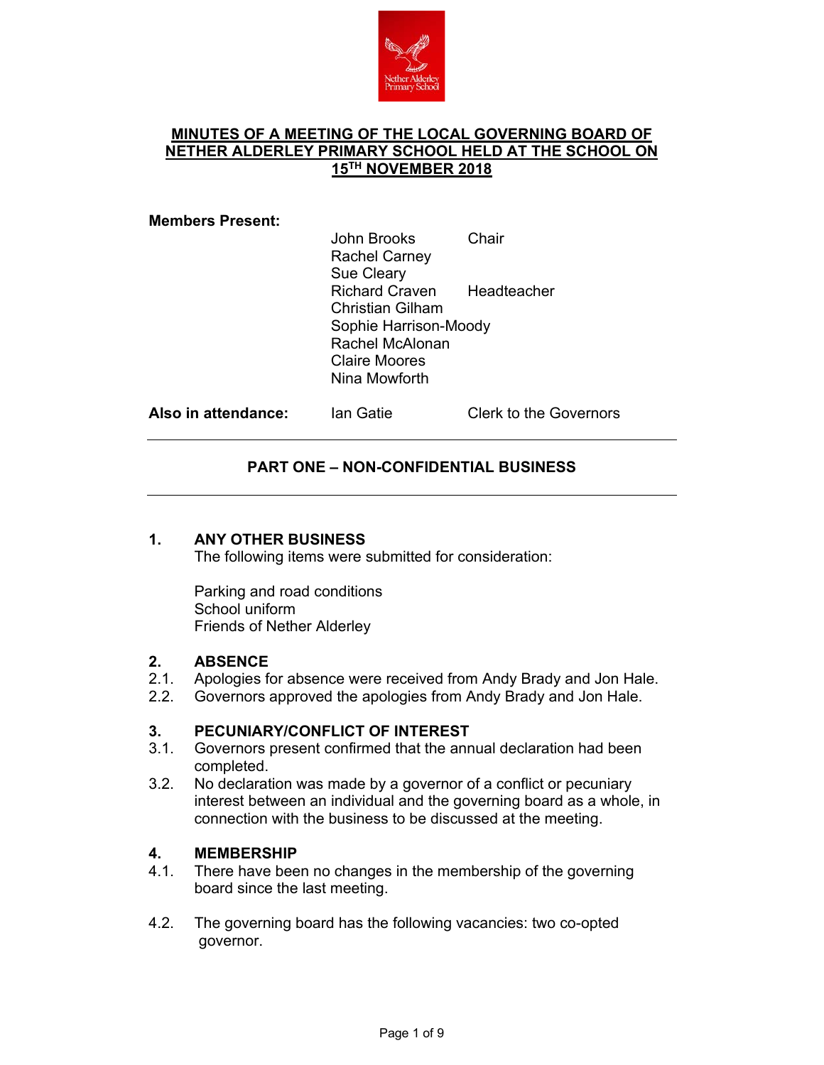# MINUTES OF A MEETING OF THE LOCAL GOVERNING BOARD OF NETHER ALDERLEY PRIMARY SCHOOL HELD AT THE SCHOOL ON 15TH NOVEMBER 2018

**Members Present:**

| | | |
|---|---|---|
| | John Brooks | Chair |
| | Rachel Carney | |
| | Sue Cleary | |
| | Richard Craven | Headteacher |
| | Christian Gilham | |
| | Sophie Harrison-Moody | |
| | Rachel McAlonan | |
| | Claire Moores | |
| | Nina Mowforth | |
| **Also in attendance:** | Ian Gatie | Clerk to the Governors |

---

## PART ONE – NON-CONFIDENTIAL BUSINESS

---

### 1. ANY OTHER BUSINESS

The following items were submitted for consideration:

Parking and road conditions
School uniform
Friends of Nether Alderley

### 2. ABSENCE

2.1. Apologies for absence were received from Andy Brady and Jon Hale.

2.2. Governors approved the apologies from Andy Brady and Jon Hale.

### 3. PECUNIARY/CONFLICT OF INTEREST

3.1. Governors present confirmed that the annual declaration had been completed.

3.2. No declaration was made by a governor of a conflict or pecuniary interest between an individual and the governing board as a whole, in connection with the business to be discussed at the meeting.

### 4. MEMBERSHIP

4.1. There have been no changes in the membership of the governing board since the last meeting.

4.2. The governing board has the following vacancies: two co-opted governor.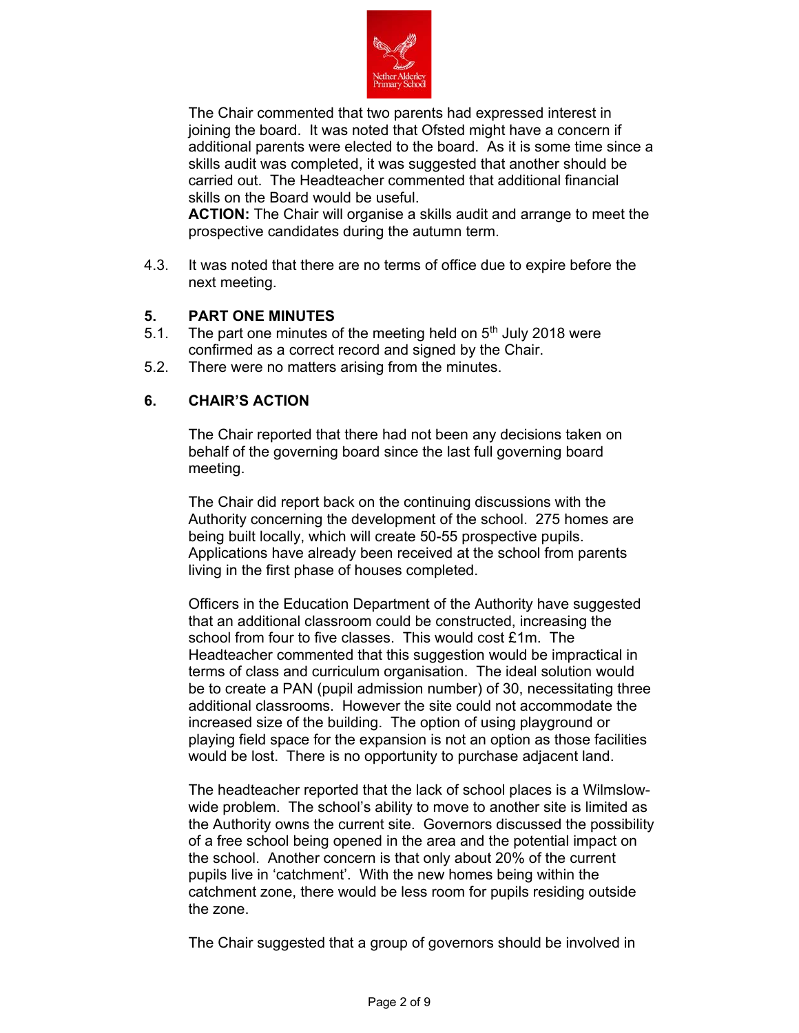The Chair commented that two parents had expressed interest in joining the board. It was noted that Ofsted might have a concern if additional parents were elected to the board. As it is some time since a skills audit was completed, it was suggested that another should be carried out. The Headteacher commented that additional financial skills on the Board would be useful.

**ACTION:** The Chair will organise a skills audit and arrange to meet the prospective candidates during the autumn term.

4.3. It was noted that there are no terms of office due to expire before the next meeting.

## 5. PART ONE MINUTES

5.1. The part one minutes of the meeting held on 5th July 2018 were confirmed as a correct record and signed by the Chair.

5.2. There were no matters arising from the minutes.

## 6. CHAIR'S ACTION

The Chair reported that there had not been any decisions taken on behalf of the governing board since the last full governing board meeting.

The Chair did report back on the continuing discussions with the Authority concerning the development of the school. 275 homes are being built locally, which will create 50-55 prospective pupils. Applications have already been received at the school from parents living in the first phase of houses completed.

Officers in the Education Department of the Authority have suggested that an additional classroom could be constructed, increasing the school from four to five classes. This would cost £1m. The Headteacher commented that this suggestion would be impractical in terms of class and curriculum organisation. The ideal solution would be to create a PAN (pupil admission number) of 30, necessitating three additional classrooms. However the site could not accommodate the increased size of the building. The option of using playground or playing field space for the expansion is not an option as those facilities would be lost. There is no opportunity to purchase adjacent land.

The headteacher reported that the lack of school places is a Wilmslow-wide problem. The school's ability to move to another site is limited as the Authority owns the current site. Governors discussed the possibility of a free school being opened in the area and the potential impact on the school. Another concern is that only about 20% of the current pupils live in 'catchment'. With the new homes being within the catchment zone, there would be less room for pupils residing outside the zone.

The Chair suggested that a group of governors should be involved in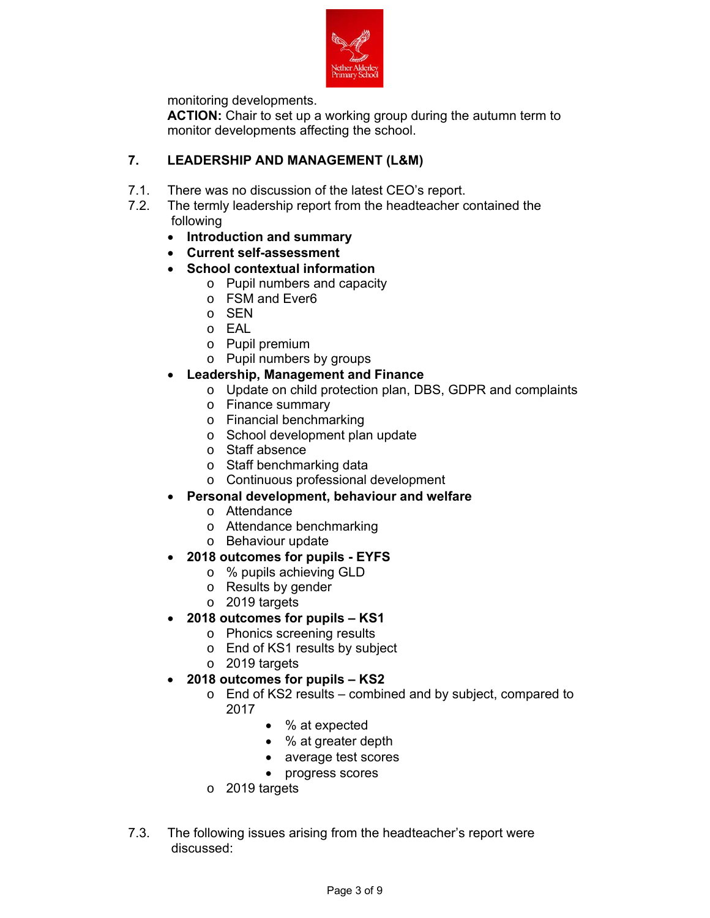monitoring developments.

**ACTION:** Chair to set up a working group during the autumn term to monitor developments affecting the school.

## 7. LEADERSHIP AND MANAGEMENT (L&M)

7.1. There was no discussion of the latest CEO's report.

7.2. The termly leadership report from the headteacher contained the following

- **Introduction and summary**
- **Current self-assessment**
- **School contextual information**
  - Pupil numbers and capacity
  - FSM and Ever6
  - SEN
  - EAL
  - Pupil premium
  - Pupil numbers by groups
- **Leadership, Management and Finance**
  - Update on child protection plan, DBS, GDPR and complaints
  - Finance summary
  - Financial benchmarking
  - School development plan update
  - Staff absence
  - Staff benchmarking data
  - Continuous professional development
- **Personal development, behaviour and welfare**
  - Attendance
  - Attendance benchmarking
  - Behaviour update
- **2018 outcomes for pupils - EYFS**
  - % pupils achieving GLD
  - Results by gender
  - 2019 targets
- **2018 outcomes for pupils – KS1**
  - Phonics screening results
  - End of KS1 results by subject
  - 2019 targets
- **2018 outcomes for pupils – KS2**
  - End of KS2 results – combined and by subject, compared to 2017
    - % at expected
    - % at greater depth
    - average test scores
    - progress scores
  - 2019 targets

7.3. The following issues arising from the headteacher's report were discussed: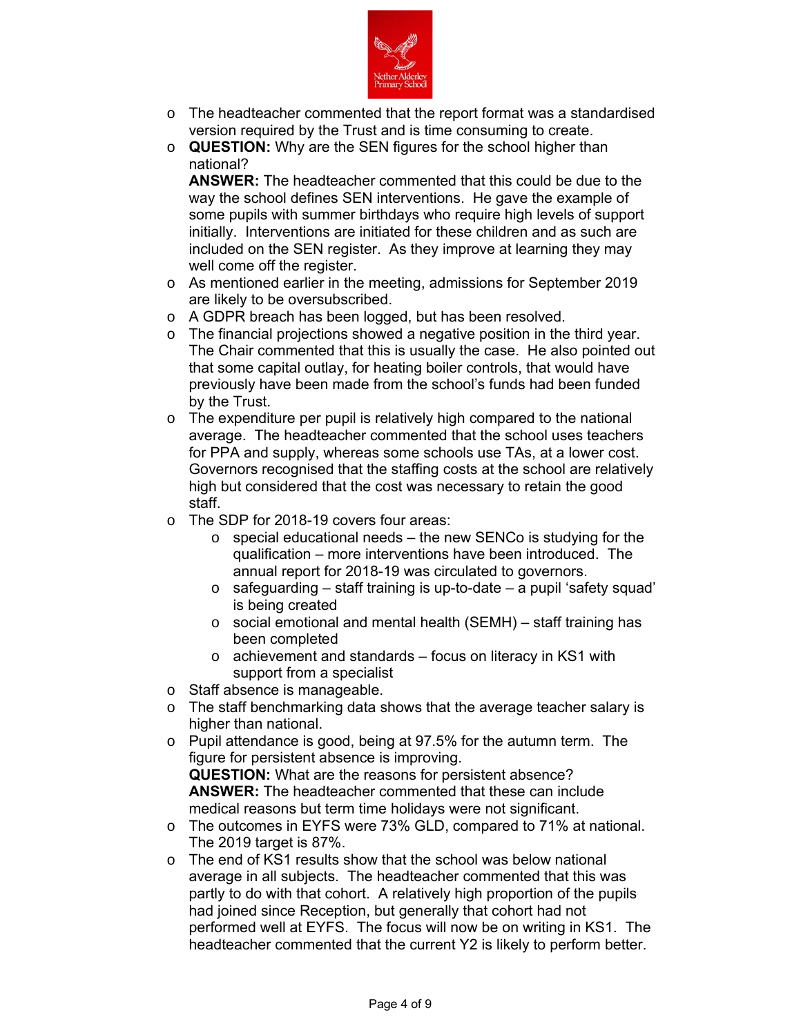- The headteacher commented that the report format was a standardised version required by the Trust and is time consuming to create.
- **QUESTION:** Why are the SEN figures for the school higher than national?
  **ANSWER:** The headteacher commented that this could be due to the way the school defines SEN interventions. He gave the example of some pupils with summer birthdays who require high levels of support initially. Interventions are initiated for these children and as such are included on the SEN register. As they improve at learning they may well come off the register.
- As mentioned earlier in the meeting, admissions for September 2019 are likely to be oversubscribed.
- A GDPR breach has been logged, but has been resolved.
- The financial projections showed a negative position in the third year. The Chair commented that this is usually the case. He also pointed out that some capital outlay, for heating boiler controls, that would have previously have been made from the school's funds had been funded by the Trust.
- The expenditure per pupil is relatively high compared to the national average. The headteacher commented that the school uses teachers for PPA and supply, whereas some schools use TAs, at a lower cost. Governors recognised that the staffing costs at the school are relatively high but considered that the cost was necessary to retain the good staff.
- The SDP for 2018-19 covers four areas:
  - special educational needs – the new SENCo is studying for the qualification – more interventions have been introduced. The annual report for 2018-19 was circulated to governors.
  - safeguarding – staff training is up-to-date – a pupil 'safety squad' is being created
  - social emotional and mental health (SEMH) – staff training has been completed
  - achievement and standards – focus on literacy in KS1 with support from a specialist
- Staff absence is manageable.
- The staff benchmarking data shows that the average teacher salary is higher than national.
- Pupil attendance is good, being at 97.5% for the autumn term. The figure for persistent absence is improving.
  **QUESTION:** What are the reasons for persistent absence?
  **ANSWER:** The headteacher commented that these can include medical reasons but term time holidays were not significant.
- The outcomes in EYFS were 73% GLD, compared to 71% at national. The 2019 target is 87%.
- The end of KS1 results show that the school was below national average in all subjects. The headteacher commented that this was partly to do with that cohort. A relatively high proportion of the pupils had joined since Reception, but generally that cohort had not performed well at EYFS. The focus will now be on writing in KS1. The headteacher commented that the current Y2 is likely to perform better.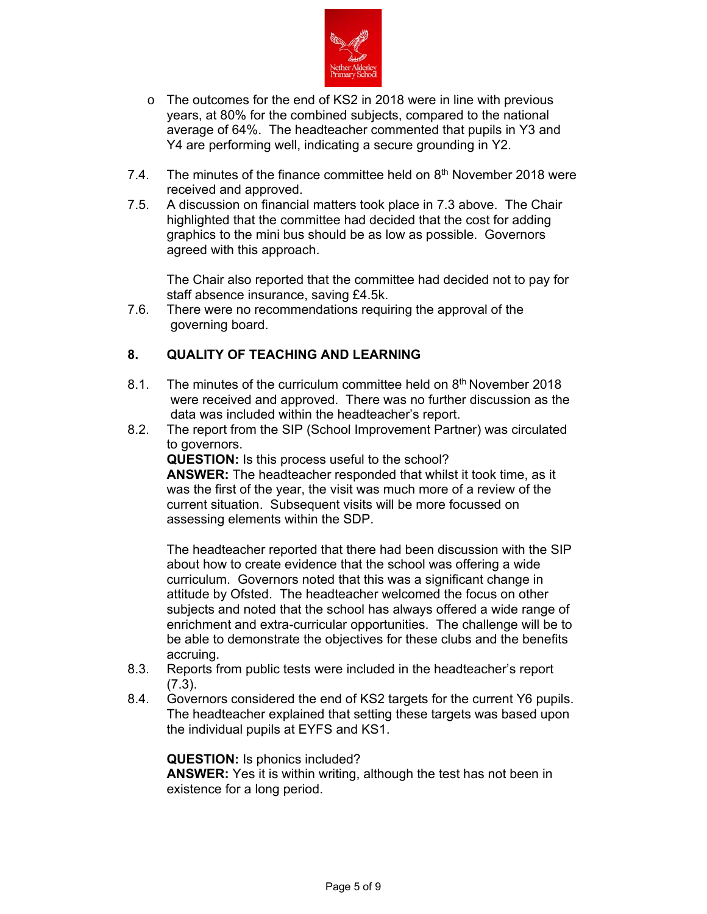- The outcomes for the end of KS2 in 2018 were in line with previous years, at 80% for the combined subjects, compared to the national average of 64%. The headteacher commented that pupils in Y3 and Y4 are performing well, indicating a secure grounding in Y2.

7.4. The minutes of the finance committee held on 8th November 2018 were received and approved.

7.5. A discussion on financial matters took place in 7.3 above. The Chair highlighted that the committee had decided that the cost for adding graphics to the mini bus should be as low as possible. Governors agreed with this approach.

The Chair also reported that the committee had decided not to pay for staff absence insurance, saving £4.5k.

7.6. There were no recommendations requiring the approval of the governing board.

## 8. QUALITY OF TEACHING AND LEARNING

8.1. The minutes of the curriculum committee held on 8th November 2018 were received and approved. There was no further discussion as the data was included within the headteacher's report.

8.2. The report from the SIP (School Improvement Partner) was circulated to governors.

**QUESTION:** Is this process useful to the school?
**ANSWER:** The headteacher responded that whilst it took time, as it was the first of the year, the visit was much more of a review of the current situation. Subsequent visits will be more focussed on assessing elements within the SDP.

The headteacher reported that there had been discussion with the SIP about how to create evidence that the school was offering a wide curriculum. Governors noted that this was a significant change in attitude by Ofsted. The headteacher welcomed the focus on other subjects and noted that the school has always offered a wide range of enrichment and extra-curricular opportunities. The challenge will be to be able to demonstrate the objectives for these clubs and the benefits accruing.

8.3. Reports from public tests were included in the headteacher's report (7.3).

8.4. Governors considered the end of KS2 targets for the current Y6 pupils. The headteacher explained that setting these targets was based upon the individual pupils at EYFS and KS1.

**QUESTION:** Is phonics included?
**ANSWER:** Yes it is within writing, although the test has not been in existence for a long period.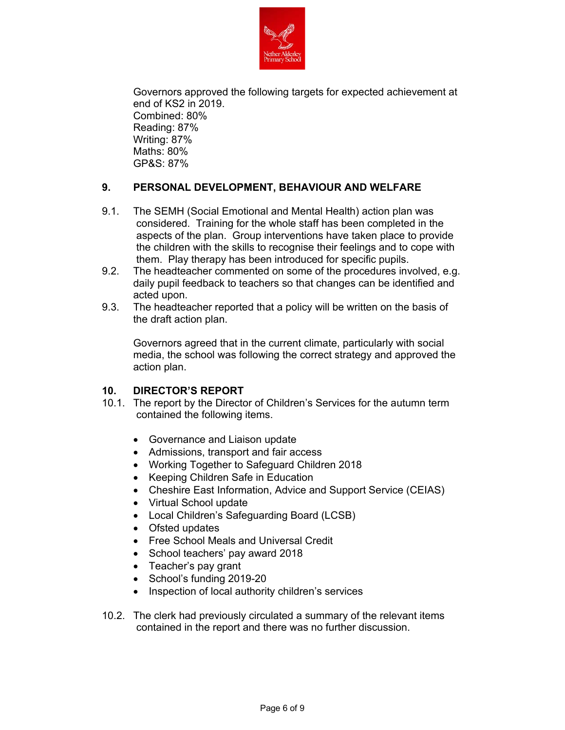Governors approved the following targets for expected achievement at end of KS2 in 2019.
Combined: 80%
Reading: 87%
Writing: 87%
Maths: 80%
GP&S: 87%

## 9. PERSONAL DEVELOPMENT, BEHAVIOUR AND WELFARE

9.1. The SEMH (Social Emotional and Mental Health) action plan was considered. Training for the whole staff has been completed in the aspects of the plan. Group interventions have taken place to provide the children with the skills to recognise their feelings and to cope with them. Play therapy has been introduced for specific pupils.

9.2. The headteacher commented on some of the procedures involved, e.g. daily pupil feedback to teachers so that changes can be identified and acted upon.

9.3. The headteacher reported that a policy will be written on the basis of the draft action plan.

Governors agreed that in the current climate, particularly with social media, the school was following the correct strategy and approved the action plan.

## 10. DIRECTOR'S REPORT

10.1. The report by the Director of Children's Services for the autumn term contained the following items.

- Governance and Liaison update
- Admissions, transport and fair access
- Working Together to Safeguard Children 2018
- Keeping Children Safe in Education
- Cheshire East Information, Advice and Support Service (CEIAS)
- Virtual School update
- Local Children's Safeguarding Board (LCSB)
- Ofsted updates
- Free School Meals and Universal Credit
- School teachers' pay award 2018
- Teacher's pay grant
- School's funding 2019-20
- Inspection of local authority children's services

10.2. The clerk had previously circulated a summary of the relevant items contained in the report and there was no further discussion.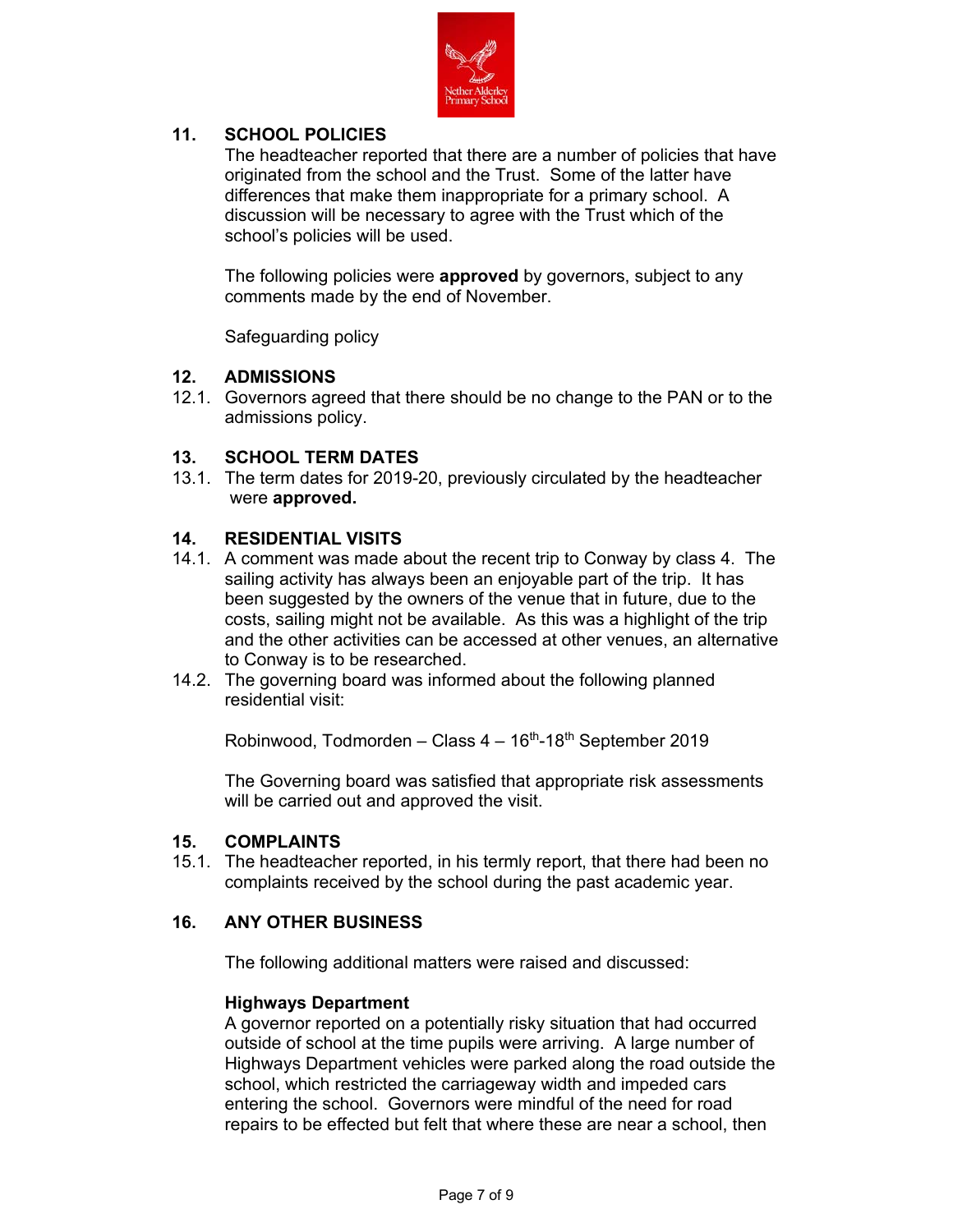## 11. SCHOOL POLICIES

The headteacher reported that there are a number of policies that have originated from the school and the Trust. Some of the latter have differences that make them inappropriate for a primary school. A discussion will be necessary to agree with the Trust which of the school's policies will be used.

The following policies were **approved** by governors, subject to any comments made by the end of November.

Safeguarding policy

## 12. ADMISSIONS

12.1. Governors agreed that there should be no change to the PAN or to the admissions policy.

## 13. SCHOOL TERM DATES

13.1. The term dates for 2019-20, previously circulated by the headteacher were **approved.**

## 14. RESIDENTIAL VISITS

14.1. A comment was made about the recent trip to Conway by class 4. The sailing activity has always been an enjoyable part of the trip. It has been suggested by the owners of the venue that in future, due to the costs, sailing might not be available. As this was a highlight of the trip and the other activities can be accessed at other venues, an alternative to Conway is to be researched.

14.2. The governing board was informed about the following planned residential visit:

Robinwood, Todmorden – Class 4 – 16th-18th September 2019

The Governing board was satisfied that appropriate risk assessments will be carried out and approved the visit.

## 15. COMPLAINTS

15.1. The headteacher reported, in his termly report, that there had been no complaints received by the school during the past academic year.

## 16. ANY OTHER BUSINESS

The following additional matters were raised and discussed:

**Highways Department**

A governor reported on a potentially risky situation that had occurred outside of school at the time pupils were arriving. A large number of Highways Department vehicles were parked along the road outside the school, which restricted the carriageway width and impeded cars entering the school. Governors were mindful of the need for road repairs to be effected but felt that where these are near a school, then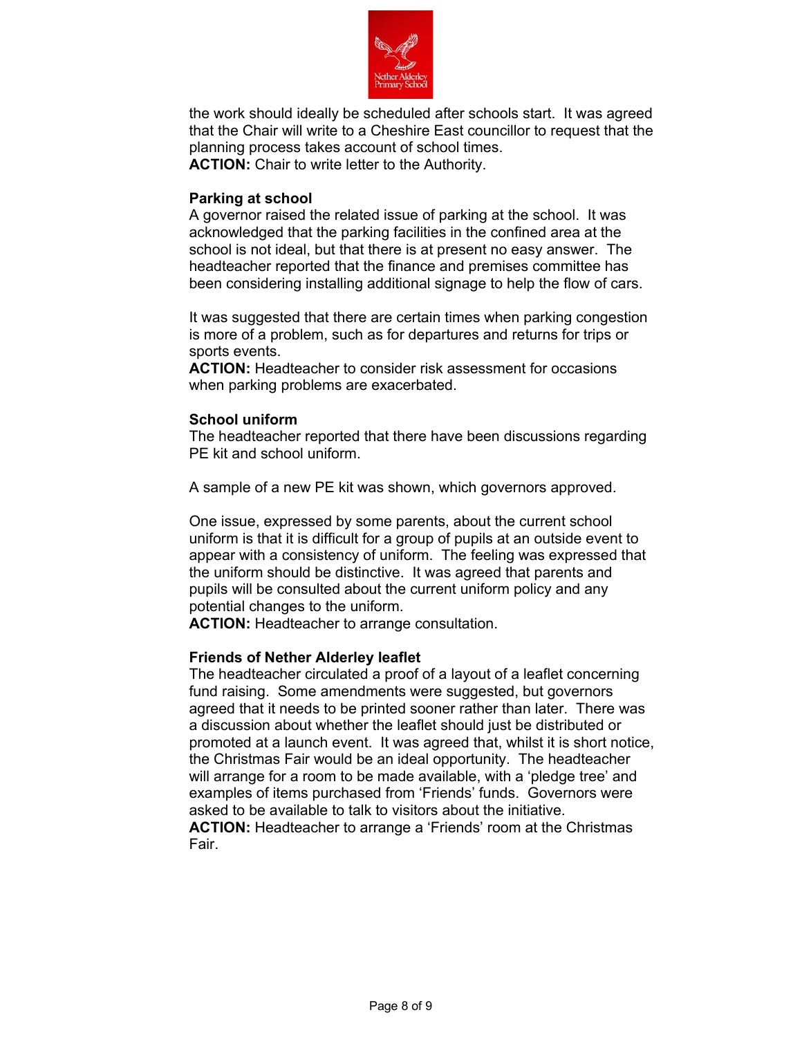the work should ideally be scheduled after schools start. It was agreed that the Chair will write to a Cheshire East councillor to request that the planning process takes account of school times.
**ACTION:** Chair to write letter to the Authority.

**Parking at school**
A governor raised the related issue of parking at the school. It was acknowledged that the parking facilities in the confined area at the school is not ideal, but that there is at present no easy answer. The headteacher reported that the finance and premises committee has been considering installing additional signage to help the flow of cars.

It was suggested that there are certain times when parking congestion is more of a problem, such as for departures and returns for trips or sports events.
**ACTION:** Headteacher to consider risk assessment for occasions when parking problems are exacerbated.

**School uniform**
The headteacher reported that there have been discussions regarding PE kit and school uniform.

A sample of a new PE kit was shown, which governors approved.

One issue, expressed by some parents, about the current school uniform is that it is difficult for a group of pupils at an outside event to appear with a consistency of uniform. The feeling was expressed that the uniform should be distinctive. It was agreed that parents and pupils will be consulted about the current uniform policy and any potential changes to the uniform.
**ACTION:** Headteacher to arrange consultation.

**Friends of Nether Alderley leaflet**
The headteacher circulated a proof of a layout of a leaflet concerning fund raising. Some amendments were suggested, but governors agreed that it needs to be printed sooner rather than later. There was a discussion about whether the leaflet should just be distributed or promoted at a launch event. It was agreed that, whilst it is short notice, the Christmas Fair would be an ideal opportunity. The headteacher will arrange for a room to be made available, with a 'pledge tree' and examples of items purchased from 'Friends' funds. Governors were asked to be available to talk to visitors about the initiative.
**ACTION:** Headteacher to arrange a 'Friends' room at the Christmas Fair.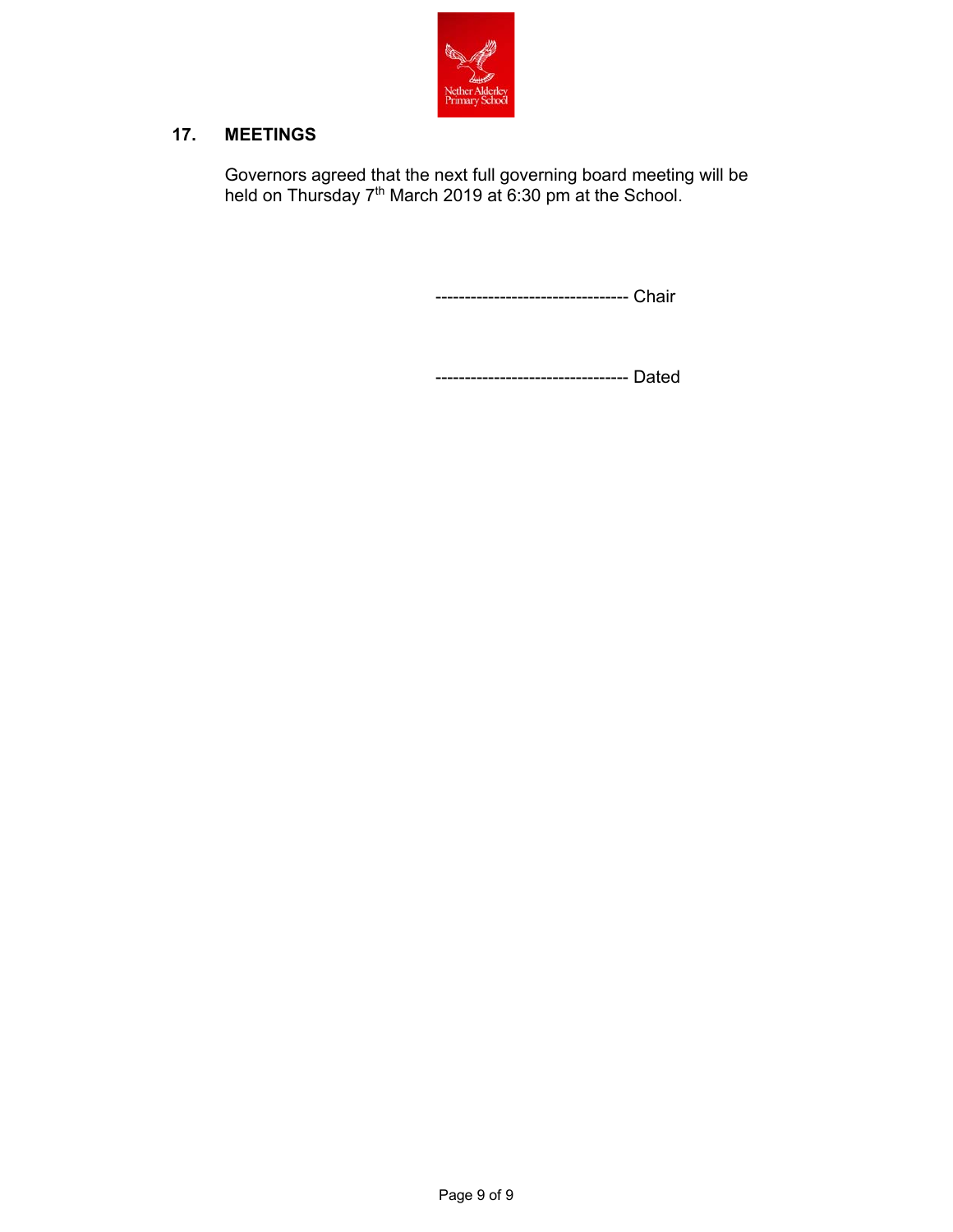## 17. MEETINGS

Governors agreed that the next full governing board meeting will be held on Thursday 7th March 2019 at 6:30 pm at the School.

-------------------------------- Chair

-------------------------------- Dated